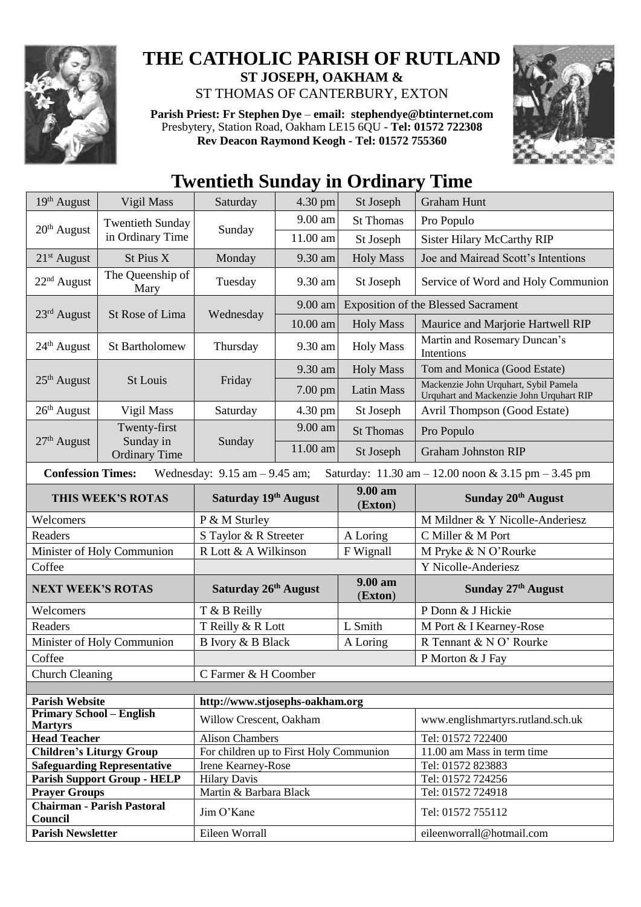# THE CATHOLIC PARISH OF RUTLAND

**ST JOSEPH, OAKHAM &**

ST THOMAS OF CANTERBURY, EXTON

**Parish Priest: Fr Stephen Dye** – **email: stephendye@btinternet.com**
Presbytery, Station Road, Oakham LE15 6QU - **Tel: 01572 722308**
**Rev Deacon Raymond Keogh - Tel: 01572 755360**

## Twentieth Sunday in Ordinary Time

| | | | | | |
|---|---|---|---|---|---|
| 19th August | Vigil Mass | Saturday | 4.30 pm | St Joseph | Graham Hunt |
| 20th August | Twentieth Sunday in Ordinary Time | Sunday | 9.00 am | St Thomas | Pro Populo |
| | | | 11.00 am | St Joseph | Sister Hilary McCarthy RIP |
| 21st August | St Pius X | Monday | 9.30 am | Holy Mass | Joe and Mairead Scott's Intentions |
| 22nd August | The Queenship of Mary | Tuesday | 9.30 am | St Joseph | Service of Word and Holy Communion |
| 23rd August | St Rose of Lima | Wednesday | 9.00 am | Exposition of the Blessed Sacrament | |
| | | | 10.00 am | Holy Mass | Maurice and Marjorie Hartwell RIP |
| 24th August | St Bartholomew | Thursday | 9.30 am | Holy Mass | Martin and Rosemary Duncan's Intentions |
| 25th August | St Louis | Friday | 9.30 am | Holy Mass | Tom and Monica (Good Estate) |
| | | | 7.00 pm | Latin Mass | Mackenzie John Urquhart, Sybil Pamela Urquhart and Mackenzie John Urquhart RIP |
| 26th August | Vigil Mass | Saturday | 4.30 pm | St Joseph | Avril Thompson (Good Estate) |
| 27th August | Twenty-first Sunday in Ordinary Time | Sunday | 9.00 am | St Thomas | Pro Populo |
| | | | 11.00 am | St Joseph | Graham Johnston RIP |

**Confession Times:** Wednesday: 9.15 am – 9.45 am; Saturday: 11.30 am – 12.00 noon & 3.15 pm – 3.45 pm

| THIS WEEK'S ROTAS | Saturday 19th August | 9.00 am (Exton) | Sunday 20th August |
|---|---|---|---|
| Welcomers | P & M Sturley | | M Mildner & Y Nicolle-Anderiesz |
| Readers | S Taylor & R Streeter | A Loring | C Miller & M Port |
| Minister of Holy Communion | R Lott & A Wilkinson | F Wignall | M Pryke & N O'Rourke |
| Coffee | | | Y Nicolle-Anderiesz |
| **NEXT WEEK'S ROTAS** | **Saturday 26th August** | **9.00 am (Exton)** | **Sunday 27th August** |
| Welcomers | T & B Reilly | | P Donn & J Hickie |
| Readers | T Reilly & R Lott | L Smith | M Port & I Kearney-Rose |
| Minister of Holy Communion | B Ivory & B Black | A Loring | R Tennant & N O' Rourke |
| Coffee | | | P Morton & J Fay |
| Church Cleaning | C Farmer & H Coomber | | |

| | | |
|---|---|---|
| **Parish Website** | http://www.stjosephs-oakham.org | |
| **Primary School – English Martyrs** | Willow Crescent, Oakham | www.englishmartyrs.rutland.sch.uk |
| **Head Teacher** | Alison Chambers | Tel: 01572 722400 |
| **Children's Liturgy Group** | For children up to First Holy Communion | 11.00 am Mass in term time |
| **Safeguarding Representative** | Irene Kearney-Rose | Tel: 01572 823883 |
| **Parish Support Group - HELP** | Hilary Davis | Tel: 01572 724256 |
| **Prayer Groups** | Martin & Barbara Black | Tel: 01572 724918 |
| **Chairman - Parish Pastoral Council** | Jim O'Kane | Tel: 01572 755112 |
| **Parish Newsletter** | Eileen Worrall | eileenworrall@hotmail.com |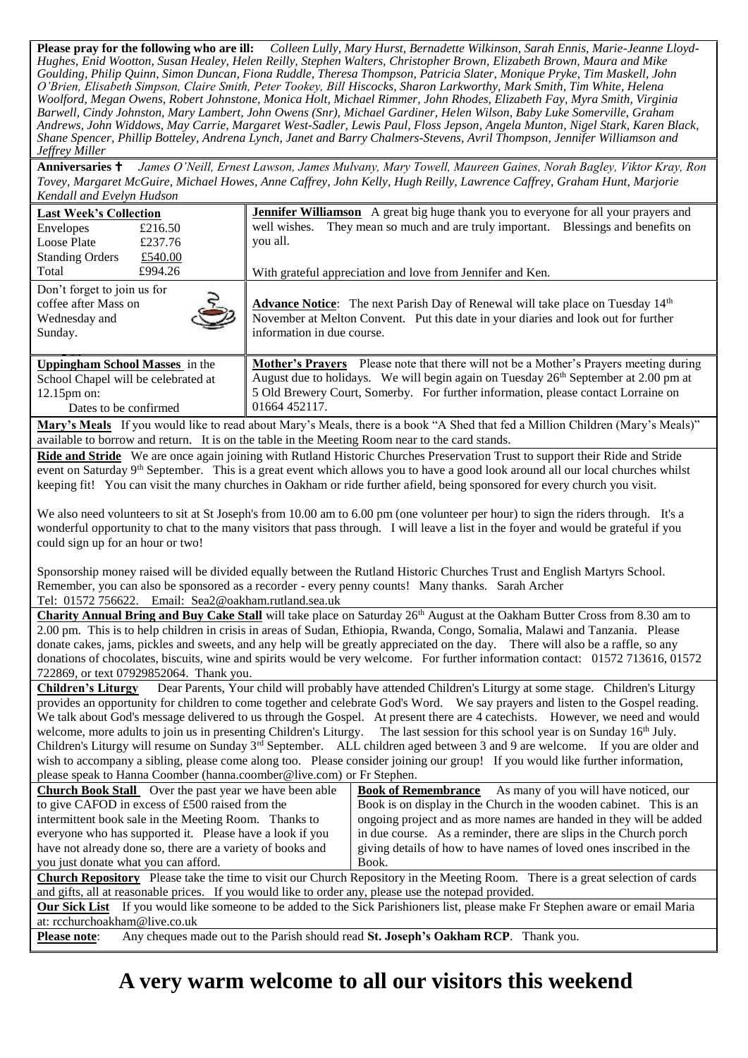**Please pray for the following who are ill:** *Colleen Lully, Mary Hurst, Bernadette Wilkinson, Sarah Ennis, Marie-Jeanne Lloyd-Hughes, Enid Wootton, Susan Healey, Helen Reilly, Stephen Walters, Christopher Brown, Elizabeth Brown, Maura and Mike Goulding, Philip Quinn, Simon Duncan, Fiona Ruddle, Theresa Thompson, Patricia Slater, Monique Pryke, Tim Maskell, John O'Brien, Elisabeth Simpson, Claire Smith, Peter Tookey, Bill Hiscocks, Sharon Larkworthy, Mark Smith, Tim White, Helena Woolford, Megan Owens, Robert Johnstone, Monica Holt, Michael Rimmer, John Rhodes, Elizabeth Fay, Myra Smith, Virginia Barwell, Cindy Johnston, Mary Lambert, John Owens (Snr), Michael Gardiner, Helen Wilson, Baby Luke Somerville, Graham Andrews, John Widdows, May Carrie, Margaret West-Sadler, Lewis Paul, Floss Jepson, Angela Munton, Nigel Stark, Karen Black, Shane Spencer, Phillip Botteley, Andrena Lynch, Janet and Barry Chalmers-Stevens, Avril Thompson, Jennifer Williamson and Jeffrey Miller*

**Anniversaries ✝** *James O'Neill, Ernest Lawson, James Mulvany, Mary Towell, Maureen Gaines, Norah Bagley, Viktor Kray, Ron Tovey, Margaret McGuire, Michael Howes, Anne Caffrey, John Kelly, Hugh Reilly, Lawrence Caffrey, Graham Hunt, Marjorie Kendall and Evelyn Hudson*

**Last Week's Collection**

| | |
|---|---|
| Envelopes | £216.50 |
| Loose Plate | £237.76 |
| Standing Orders | £540.00 |
| Total | £994.26 |

**Jennifer Williamson** A great big huge thank you to everyone for all your prayers and well wishes. They mean so much and are truly important. Blessings and benefits on you all.

With grateful appreciation and love from Jennifer and Ken.

Don't forget to join us for coffee after Mass on Wednesday and Sunday.

**Advance Notice**: The next Parish Day of Renewal will take place on Tuesday 14th November at Melton Convent. Put this date in your diaries and look out for further information in due course.

**Uppingham School Masses** in the School Chapel will be celebrated at 12.15pm on:
Dates to be confirmed

**Mother's Prayers** Please note that there will not be a Mother's Prayers meeting during August due to holidays. We will begin again on Tuesday 26th September at 2.00 pm at 5 Old Brewery Court, Somerby. For further information, please contact Lorraine on 01664 452117.

**Mary's Meals** If you would like to read about Mary's Meals, there is a book "A Shed that fed a Million Children (Mary's Meals)" available to borrow and return. It is on the table in the Meeting Room near to the card stands.

**Ride and Stride** We are once again joining with Rutland Historic Churches Preservation Trust to support their Ride and Stride event on Saturday 9th September. This is a great event which allows you to have a good look around all our local churches whilst keeping fit! You can visit the many churches in Oakham or ride further afield, being sponsored for every church you visit.

We also need volunteers to sit at St Joseph's from 10.00 am to 6.00 pm (one volunteer per hour) to sign the riders through. It's a wonderful opportunity to chat to the many visitors that pass through. I will leave a list in the foyer and would be grateful if you could sign up for an hour or two!

Sponsorship money raised will be divided equally between the Rutland Historic Churches Trust and English Martyrs School. Remember, you can also be sponsored as a recorder - every penny counts! Many thanks. Sarah Archer
Tel: 01572 756622. Email: Sea2@oakham.rutland.sea.uk

**Charity Annual Bring and Buy Cake Stall** will take place on Saturday 26th August at the Oakham Butter Cross from 8.30 am to 2.00 pm. This is to help children in crisis in areas of Sudan, Ethiopia, Rwanda, Congo, Somalia, Malawi and Tanzania. Please donate cakes, jams, pickles and sweets, and any help will be greatly appreciated on the day. There will also be a raffle, so any donations of chocolates, biscuits, wine and spirits would be very welcome. For further information contact: 01572 713616, 01572 722869, or text 07929852064. Thank you.

**Children's Liturgy** Dear Parents, Your child will probably have attended Children's Liturgy at some stage. Children's Liturgy provides an opportunity for children to come together and celebrate God's Word. We say prayers and listen to the Gospel reading. We talk about God's message delivered to us through the Gospel. At present there are 4 catechists. However, we need and would welcome, more adults to join us in presenting Children's Liturgy. The last session for this school year is on Sunday 16th July. Children's Liturgy will resume on Sunday 3rd September. ALL children aged between 3 and 9 are welcome. If you are older and wish to accompany a sibling, please come along too. Please consider joining our group! If you would like further information, please speak to Hanna Coomber (hanna.coomber@live.com) or Fr Stephen.

**Church Book Stall** Over the past year we have been able to give CAFOD in excess of £500 raised from the intermittent book sale in the Meeting Room. Thanks to everyone who has supported it. Please have a look if you have not already done so, there are a variety of books and you just donate what you can afford.

**Book of Remembrance** As many of you will have noticed, our Book is on display in the Church in the wooden cabinet. This is an ongoing project and as more names are handed in they will be added in due course. As a reminder, there are slips in the Church porch giving details of how to have names of loved ones inscribed in the Book.

**Church Repository** Please take the time to visit our Church Repository in the Meeting Room. There is a great selection of cards and gifts, all at reasonable prices. If you would like to order any, please use the notepad provided.

**Our Sick List** If you would like someone to be added to the Sick Parishioners list, please make Fr Stephen aware or email Maria at: rcchurchoakham@live.co.uk

**Please note**: Any cheques made out to the Parish should read **St. Joseph's Oakham RCP**. Thank you.

# A very warm welcome to all our visitors this weekend